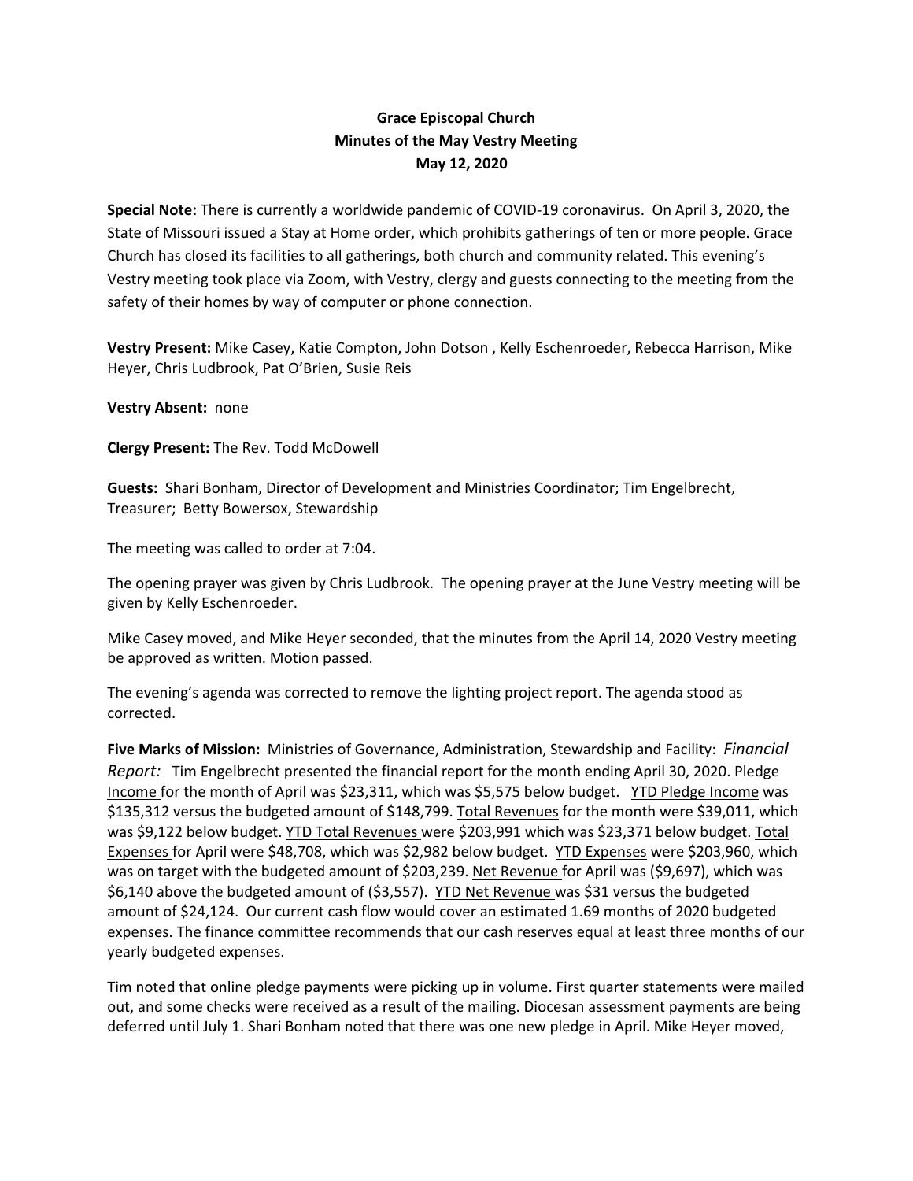**Grace Episcopal Church**
**Minutes of the May Vestry Meeting**
**May 12, 2020**

**Special Note:** There is currently a worldwide pandemic of COVID-19 coronavirus. On April 3, 2020, the State of Missouri issued a Stay at Home order, which prohibits gatherings of ten or more people. Grace Church has closed its facilities to all gatherings, both church and community related. This evening's Vestry meeting took place via Zoom, with Vestry, clergy and guests connecting to the meeting from the safety of their homes by way of computer or phone connection.

**Vestry Present:** Mike Casey, Katie Compton, John Dotson , Kelly Eschenroeder, Rebecca Harrison, Mike Heyer, Chris Ludbrook, Pat O'Brien, Susie Reis

**Vestry Absent:** none

**Clergy Present:** The Rev. Todd McDowell

**Guests:** Shari Bonham, Director of Development and Ministries Coordinator; Tim Engelbrecht, Treasurer; Betty Bowersox, Stewardship

The meeting was called to order at 7:04.

The opening prayer was given by Chris Ludbrook. The opening prayer at the June Vestry meeting will be given by Kelly Eschenroeder.

Mike Casey moved, and Mike Heyer seconded, that the minutes from the April 14, 2020 Vestry meeting be approved as written. Motion passed.

The evening's agenda was corrected to remove the lighting project report. The agenda stood as corrected.

**Five Marks of Mission:** Ministries of Governance, Administration, Stewardship and Facility: *Financial Report:* Tim Engelbrecht presented the financial report for the month ending April 30, 2020. Pledge Income for the month of April was $23,311, which was $5,575 below budget. YTD Pledge Income was $135,312 versus the budgeted amount of $148,799. Total Revenues for the month were $39,011, which was $9,122 below budget. YTD Total Revenues were $203,991 which was $23,371 below budget. Total Expenses for April were $48,708, which was $2,982 below budget. YTD Expenses were $203,960, which was on target with the budgeted amount of $203,239. Net Revenue for April was ($9,697), which was $6,140 above the budgeted amount of ($3,557). YTD Net Revenue was $31 versus the budgeted amount of $24,124. Our current cash flow would cover an estimated 1.69 months of 2020 budgeted expenses. The finance committee recommends that our cash reserves equal at least three months of our yearly budgeted expenses.

Tim noted that online pledge payments were picking up in volume. First quarter statements were mailed out, and some checks were received as a result of the mailing. Diocesan assessment payments are being deferred until July 1. Shari Bonham noted that there was one new pledge in April. Mike Heyer moved,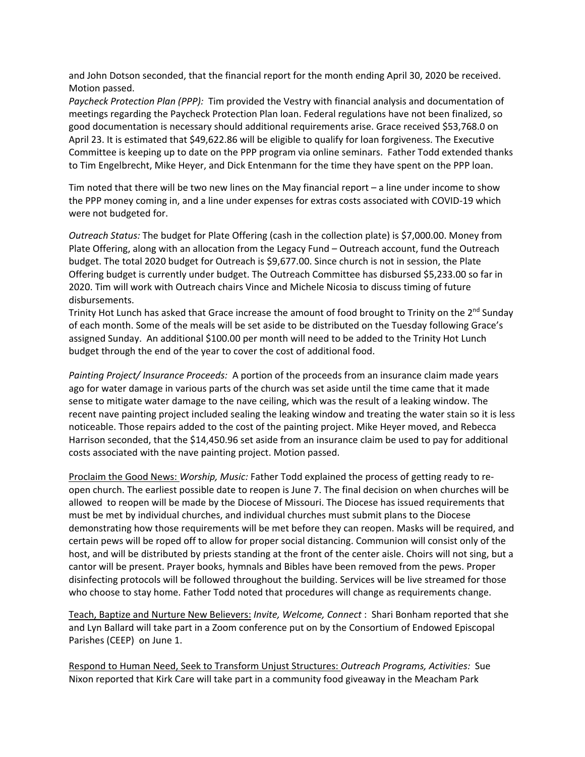and John Dotson seconded, that the financial report for the month ending April 30, 2020 be received. Motion passed.

*Paycheck Protection Plan (PPP):* Tim provided the Vestry with financial analysis and documentation of meetings regarding the Paycheck Protection Plan loan. Federal regulations have not been finalized, so good documentation is necessary should additional requirements arise. Grace received $53,768.0 on April 23. It is estimated that $49,622.86 will be eligible to qualify for loan forgiveness. The Executive Committee is keeping up to date on the PPP program via online seminars. Father Todd extended thanks to Tim Engelbrecht, Mike Heyer, and Dick Entenmann for the time they have spent on the PPP loan.

Tim noted that there will be two new lines on the May financial report – a line under income to show the PPP money coming in, and a line under expenses for extras costs associated with COVID-19 which were not budgeted for.

*Outreach Status:* The budget for Plate Offering (cash in the collection plate) is $7,000.00. Money from Plate Offering, along with an allocation from the Legacy Fund – Outreach account, fund the Outreach budget. The total 2020 budget for Outreach is $9,677.00. Since church is not in session, the Plate Offering budget is currently under budget. The Outreach Committee has disbursed $5,233.00 so far in 2020. Tim will work with Outreach chairs Vince and Michele Nicosia to discuss timing of future disbursements.

Trinity Hot Lunch has asked that Grace increase the amount of food brought to Trinity on the 2nd Sunday of each month. Some of the meals will be set aside to be distributed on the Tuesday following Grace's assigned Sunday. An additional $100.00 per month will need to be added to the Trinity Hot Lunch budget through the end of the year to cover the cost of additional food.

*Painting Project/ Insurance Proceeds:* A portion of the proceeds from an insurance claim made years ago for water damage in various parts of the church was set aside until the time came that it made sense to mitigate water damage to the nave ceiling, which was the result of a leaking window. The recent nave painting project included sealing the leaking window and treating the water stain so it is less noticeable. Those repairs added to the cost of the painting project. Mike Heyer moved, and Rebecca Harrison seconded, that the $14,450.96 set aside from an insurance claim be used to pay for additional costs associated with the nave painting project. Motion passed.

<u>Proclaim the Good News:</u> *Worship, Music:* Father Todd explained the process of getting ready to re-open church. The earliest possible date to reopen is June 7. The final decision on when churches will be allowed to reopen will be made by the Diocese of Missouri. The Diocese has issued requirements that must be met by individual churches, and individual churches must submit plans to the Diocese demonstrating how those requirements will be met before they can reopen. Masks will be required, and certain pews will be roped off to allow for proper social distancing. Communion will consist only of the host, and will be distributed by priests standing at the front of the center aisle. Choirs will not sing, but a cantor will be present. Prayer books, hymnals and Bibles have been removed from the pews. Proper disinfecting protocols will be followed throughout the building. Services will be live streamed for those who choose to stay home. Father Todd noted that procedures will change as requirements change.

<u>Teach, Baptize and Nurture New Believers:</u> *Invite, Welcome, Connect* : Shari Bonham reported that she and Lyn Ballard will take part in a Zoom conference put on by the Consortium of Endowed Episcopal Parishes (CEEP) on June 1.

<u>Respond to Human Need, Seek to Transform Unjust Structures:</u> *Outreach Programs, Activities:* Sue Nixon reported that Kirk Care will take part in a community food giveaway in the Meacham Park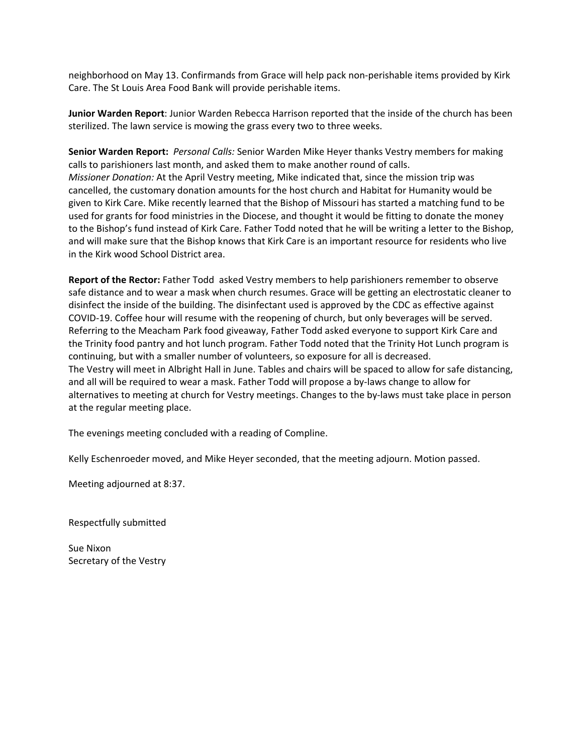neighborhood on May 13. Confirmands from Grace will help pack non-perishable items provided by Kirk Care. The St Louis Area Food Bank will provide perishable items.

**Junior Warden Report**: Junior Warden Rebecca Harrison reported that the inside of the church has been sterilized. The lawn service is mowing the grass every two to three weeks.

**Senior Warden Report:** *Personal Calls:* Senior Warden Mike Heyer thanks Vestry members for making calls to parishioners last month, and asked them to make another round of calls.
*Missioner Donation:* At the April Vestry meeting, Mike indicated that, since the mission trip was cancelled, the customary donation amounts for the host church and Habitat for Humanity would be given to Kirk Care. Mike recently learned that the Bishop of Missouri has started a matching fund to be used for grants for food ministries in the Diocese, and thought it would be fitting to donate the money to the Bishop's fund instead of Kirk Care. Father Todd noted that he will be writing a letter to the Bishop, and will make sure that the Bishop knows that Kirk Care is an important resource for residents who live in the Kirk wood School District area.

**Report of the Rector:** Father Todd asked Vestry members to help parishioners remember to observe safe distance and to wear a mask when church resumes. Grace will be getting an electrostatic cleaner to disinfect the inside of the building. The disinfectant used is approved by the CDC as effective against COVID-19. Coffee hour will resume with the reopening of church, but only beverages will be served. Referring to the Meacham Park food giveaway, Father Todd asked everyone to support Kirk Care and the Trinity food pantry and hot lunch program. Father Todd noted that the Trinity Hot Lunch program is continuing, but with a smaller number of volunteers, so exposure for all is decreased.
The Vestry will meet in Albright Hall in June. Tables and chairs will be spaced to allow for safe distancing, and all will be required to wear a mask. Father Todd will propose a by-laws change to allow for alternatives to meeting at church for Vestry meetings. Changes to the by-laws must take place in person at the regular meeting place.

The evenings meeting concluded with a reading of Compline.

Kelly Eschenroeder moved, and Mike Heyer seconded, that the meeting adjourn. Motion passed.

Meeting adjourned at 8:37.

Respectfully submitted

Sue Nixon
Secretary of the Vestry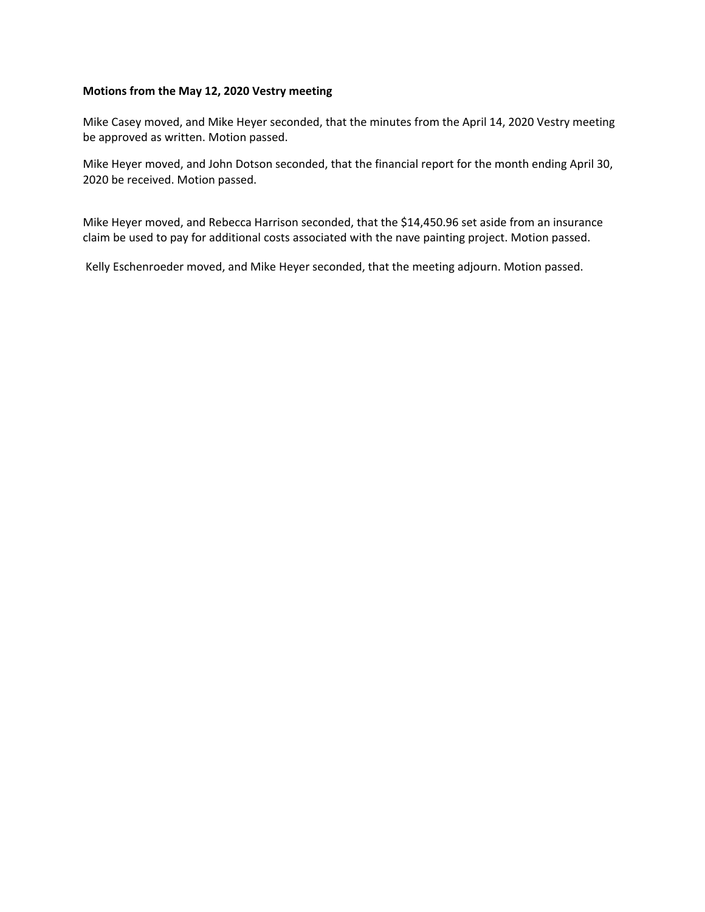**Motions from the May 12, 2020 Vestry meeting**

Mike Casey moved, and Mike Heyer seconded, that the minutes from the April 14, 2020 Vestry meeting be approved as written. Motion passed.

Mike Heyer moved, and John Dotson seconded, that the financial report for the month ending April 30, 2020 be received. Motion passed.

Mike Heyer moved, and Rebecca Harrison seconded, that the $14,450.96 set aside from an insurance claim be used to pay for additional costs associated with the nave painting project. Motion passed.

Kelly Eschenroeder moved, and Mike Heyer seconded, that the meeting adjourn. Motion passed.